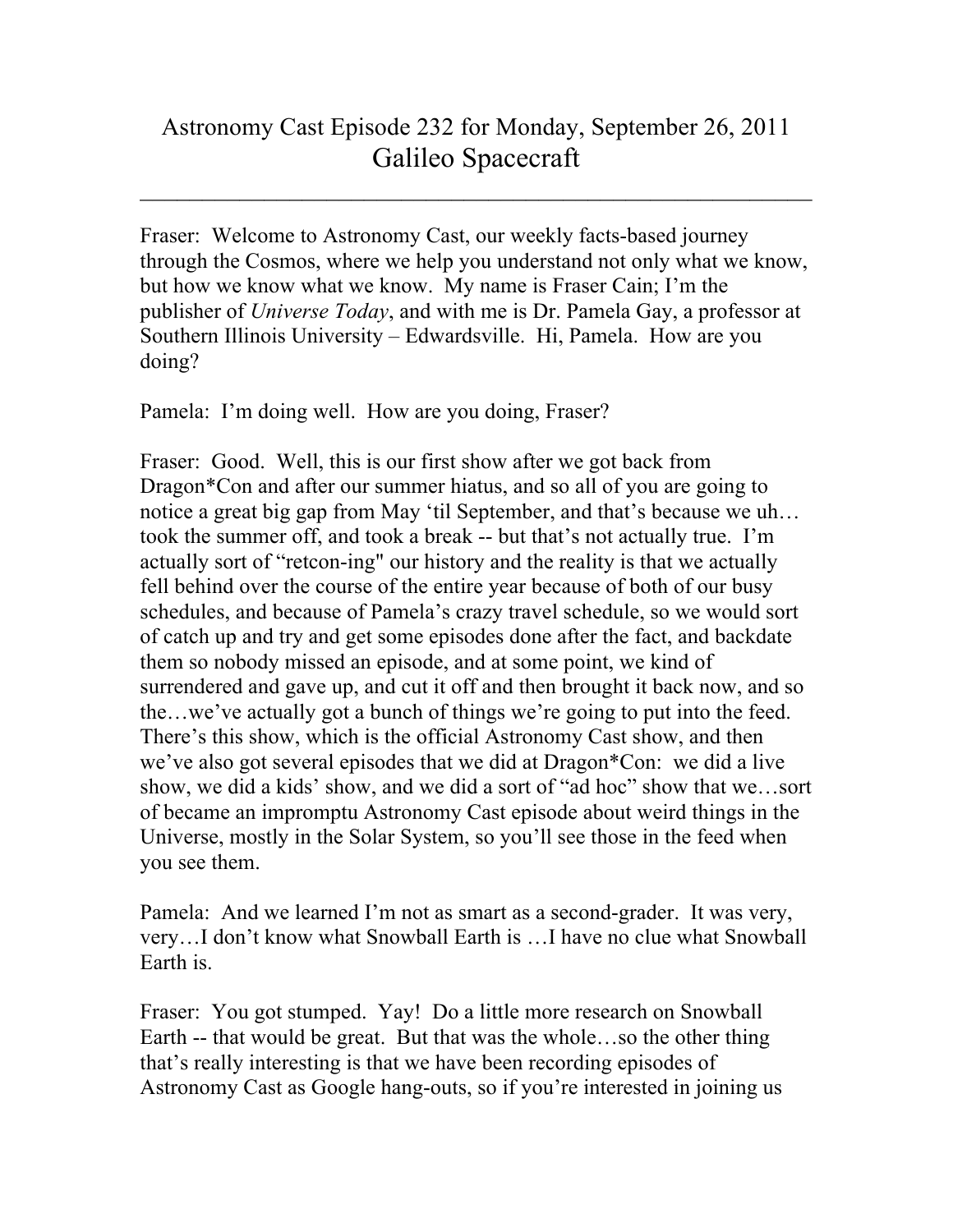# Astronomy Cast Episode 232 for Monday, September 26, 2011

## Galileo Spacecraft

---

Fraser: Welcome to Astronomy Cast, our weekly facts-based journey through the Cosmos, where we help you understand not only what we know, but how we know what we know. My name is Fraser Cain; I'm the publisher of *Universe Today*, and with me is Dr. Pamela Gay, a professor at Southern Illinois University – Edwardsville. Hi, Pamela. How are you doing?

Pamela: I'm doing well. How are you doing, Fraser?

Fraser: Good. Well, this is our first show after we got back from Dragon*Con and after our summer hiatus, and so all of you are going to notice a great big gap from May 'til September, and that's because we uh… took the summer off, and took a break -- but that's not actually true. I'm actually sort of "retcon-ing" our history and the reality is that we actually fell behind over the course of the entire year because of both of our busy schedules, and because of Pamela's crazy travel schedule, so we would sort of catch up and try and get some episodes done after the fact, and backdate them so nobody missed an episode, and at some point, we kind of surrendered and gave up, and cut it off and then brought it back now, and so the…we've actually got a bunch of things we're going to put into the feed. There's this show, which is the official Astronomy Cast show, and then we've also got several episodes that we did at Dragon*Con: we did a live show, we did a kids' show, and we did a sort of "ad hoc" show that we…sort of became an impromptu Astronomy Cast episode about weird things in the Universe, mostly in the Solar System, so you'll see those in the feed when you see them.

Pamela: And we learned I'm not as smart as a second-grader. It was very, very…I don't know what Snowball Earth is …I have no clue what Snowball Earth is.

Fraser: You got stumped. Yay! Do a little more research on Snowball Earth -- that would be great. But that was the whole…so the other thing that's really interesting is that we have been recording episodes of Astronomy Cast as Google hang-outs, so if you're interested in joining us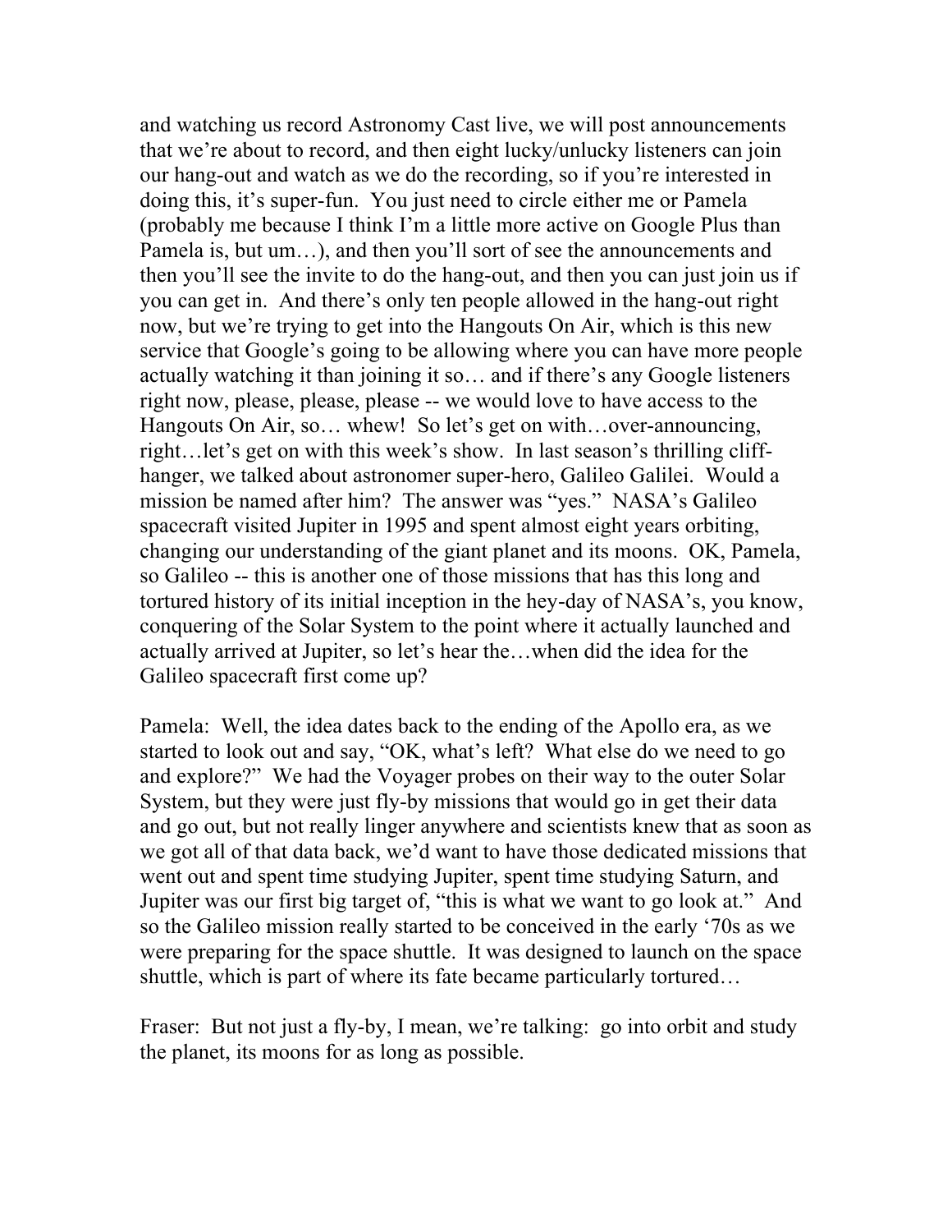and watching us record Astronomy Cast live, we will post announcements that we're about to record, and then eight lucky/unlucky listeners can join our hang-out and watch as we do the recording, so if you're interested in doing this, it's super-fun. You just need to circle either me or Pamela (probably me because I think I'm a little more active on Google Plus than Pamela is, but um…), and then you'll sort of see the announcements and then you'll see the invite to do the hang-out, and then you can just join us if you can get in. And there's only ten people allowed in the hang-out right now, but we're trying to get into the Hangouts On Air, which is this new service that Google's going to be allowing where you can have more people actually watching it than joining it so… and if there's any Google listeners right now, please, please, please -- we would love to have access to the Hangouts On Air, so… whew! So let's get on with…over-announcing, right…let's get on with this week's show. In last season's thrilling cliff-hanger, we talked about astronomer super-hero, Galileo Galilei. Would a mission be named after him? The answer was "yes." NASA's Galileo spacecraft visited Jupiter in 1995 and spent almost eight years orbiting, changing our understanding of the giant planet and its moons. OK, Pamela, so Galileo -- this is another one of those missions that has this long and tortured history of its initial inception in the hey-day of NASA's, you know, conquering of the Solar System to the point where it actually launched and actually arrived at Jupiter, so let's hear the…when did the idea for the Galileo spacecraft first come up?

Pamela: Well, the idea dates back to the ending of the Apollo era, as we started to look out and say, "OK, what's left? What else do we need to go and explore?" We had the Voyager probes on their way to the outer Solar System, but they were just fly-by missions that would go in get their data and go out, but not really linger anywhere and scientists knew that as soon as we got all of that data back, we'd want to have those dedicated missions that went out and spent time studying Jupiter, spent time studying Saturn, and Jupiter was our first big target of, "this is what we want to go look at." And so the Galileo mission really started to be conceived in the early '70s as we were preparing for the space shuttle. It was designed to launch on the space shuttle, which is part of where its fate became particularly tortured…

Fraser: But not just a fly-by, I mean, we're talking: go into orbit and study the planet, its moons for as long as possible.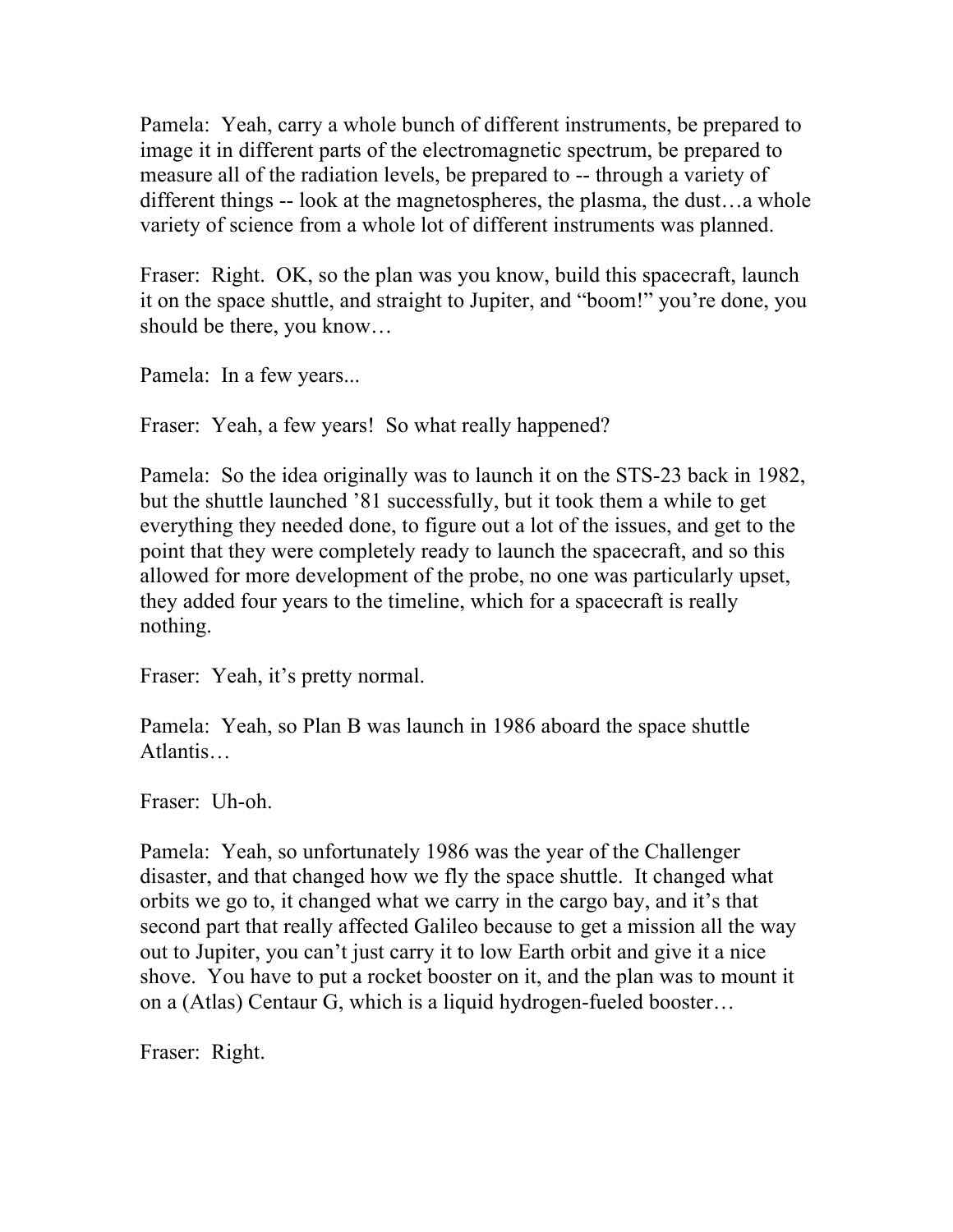Pamela: Yeah, carry a whole bunch of different instruments, be prepared to image it in different parts of the electromagnetic spectrum, be prepared to measure all of the radiation levels, be prepared to -- through a variety of different things -- look at the magnetospheres, the plasma, the dust…a whole variety of science from a whole lot of different instruments was planned.

Fraser: Right. OK, so the plan was you know, build this spacecraft, launch it on the space shuttle, and straight to Jupiter, and "boom!" you're done, you should be there, you know…

Pamela: In a few years...

Fraser: Yeah, a few years! So what really happened?

Pamela: So the idea originally was to launch it on the STS-23 back in 1982, but the shuttle launched '81 successfully, but it took them a while to get everything they needed done, to figure out a lot of the issues, and get to the point that they were completely ready to launch the spacecraft, and so this allowed for more development of the probe, no one was particularly upset, they added four years to the timeline, which for a spacecraft is really nothing.

Fraser: Yeah, it's pretty normal.

Pamela: Yeah, so Plan B was launch in 1986 aboard the space shuttle Atlantis…

Fraser: Uh-oh.

Pamela: Yeah, so unfortunately 1986 was the year of the Challenger disaster, and that changed how we fly the space shuttle. It changed what orbits we go to, it changed what we carry in the cargo bay, and it's that second part that really affected Galileo because to get a mission all the way out to Jupiter, you can't just carry it to low Earth orbit and give it a nice shove. You have to put a rocket booster on it, and the plan was to mount it on a (Atlas) Centaur G, which is a liquid hydrogen-fueled booster…

Fraser: Right.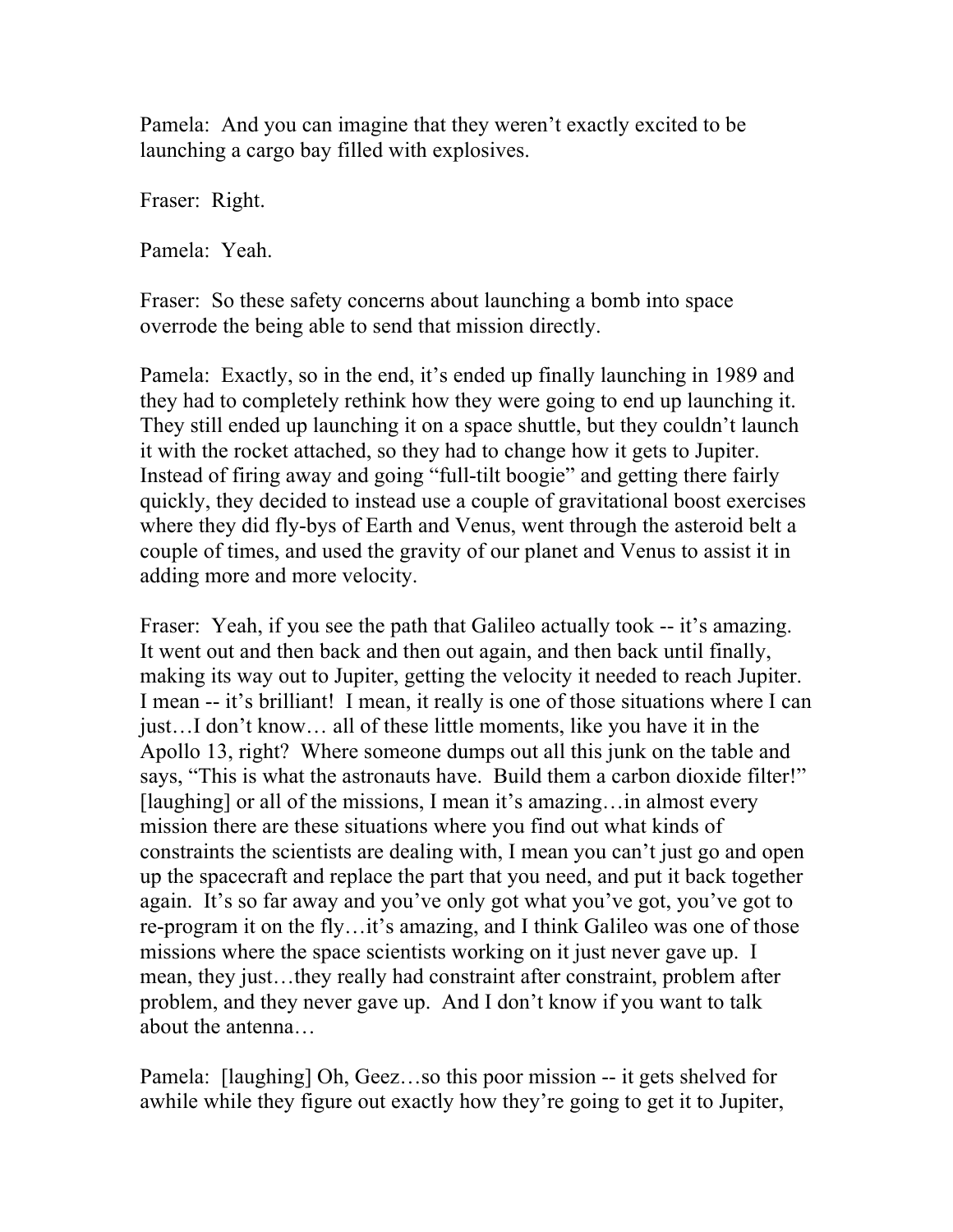Pamela: And you can imagine that they weren't exactly excited to be launching a cargo bay filled with explosives.

Fraser: Right.

Pamela: Yeah.

Fraser: So these safety concerns about launching a bomb into space overrode the being able to send that mission directly.

Pamela: Exactly, so in the end, it's ended up finally launching in 1989 and they had to completely rethink how they were going to end up launching it. They still ended up launching it on a space shuttle, but they couldn't launch it with the rocket attached, so they had to change how it gets to Jupiter. Instead of firing away and going "full-tilt boogie" and getting there fairly quickly, they decided to instead use a couple of gravitational boost exercises where they did fly-bys of Earth and Venus, went through the asteroid belt a couple of times, and used the gravity of our planet and Venus to assist it in adding more and more velocity.

Fraser: Yeah, if you see the path that Galileo actually took -- it's amazing. It went out and then back and then out again, and then back until finally, making its way out to Jupiter, getting the velocity it needed to reach Jupiter. I mean -- it's brilliant! I mean, it really is one of those situations where I can just…I don't know… all of these little moments, like you have it in the Apollo 13, right? Where someone dumps out all this junk on the table and says, "This is what the astronauts have. Build them a carbon dioxide filter!" [laughing] or all of the missions, I mean it's amazing…in almost every mission there are these situations where you find out what kinds of constraints the scientists are dealing with, I mean you can't just go and open up the spacecraft and replace the part that you need, and put it back together again. It's so far away and you've only got what you've got, you've got to re-program it on the fly…it's amazing, and I think Galileo was one of those missions where the space scientists working on it just never gave up. I mean, they just…they really had constraint after constraint, problem after problem, and they never gave up. And I don't know if you want to talk about the antenna…

Pamela: [laughing] Oh, Geez…so this poor mission -- it gets shelved for awhile while they figure out exactly how they're going to get it to Jupiter,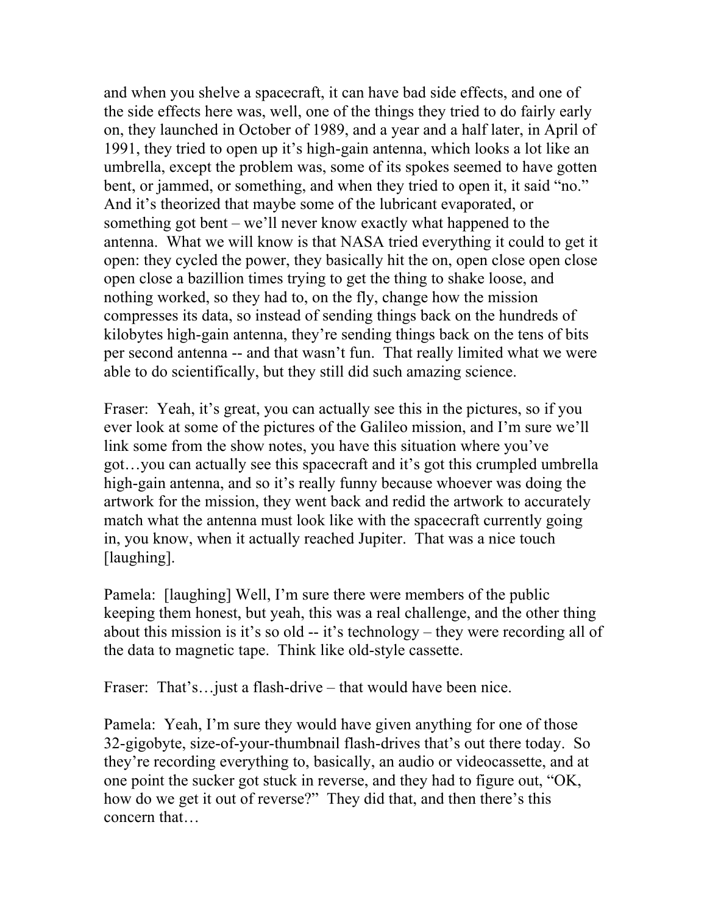and when you shelve a spacecraft, it can have bad side effects, and one of the side effects here was, well, one of the things they tried to do fairly early on, they launched in October of 1989, and a year and a half later, in April of 1991, they tried to open up it's high-gain antenna, which looks a lot like an umbrella, except the problem was, some of its spokes seemed to have gotten bent, or jammed, or something, and when they tried to open it, it said "no." And it's theorized that maybe some of the lubricant evaporated, or something got bent – we'll never know exactly what happened to the antenna. What we will know is that NASA tried everything it could to get it open: they cycled the power, they basically hit the on, open close open close open close a bazillion times trying to get the thing to shake loose, and nothing worked, so they had to, on the fly, change how the mission compresses its data, so instead of sending things back on the hundreds of kilobytes high-gain antenna, they're sending things back on the tens of bits per second antenna -- and that wasn't fun. That really limited what we were able to do scientifically, but they still did such amazing science.

Fraser: Yeah, it's great, you can actually see this in the pictures, so if you ever look at some of the pictures of the Galileo mission, and I'm sure we'll link some from the show notes, you have this situation where you've got…you can actually see this spacecraft and it's got this crumpled umbrella high-gain antenna, and so it's really funny because whoever was doing the artwork for the mission, they went back and redid the artwork to accurately match what the antenna must look like with the spacecraft currently going in, you know, when it actually reached Jupiter. That was a nice touch [laughing].

Pamela: [laughing] Well, I'm sure there were members of the public keeping them honest, but yeah, this was a real challenge, and the other thing about this mission is it's so old -- it's technology – they were recording all of the data to magnetic tape. Think like old-style cassette.

Fraser: That's…just a flash-drive – that would have been nice.

Pamela: Yeah, I'm sure they would have given anything for one of those 32-gigobyte, size-of-your-thumbnail flash-drives that's out there today. So they're recording everything to, basically, an audio or videocassette, and at one point the sucker got stuck in reverse, and they had to figure out, "OK, how do we get it out of reverse?" They did that, and then there's this concern that…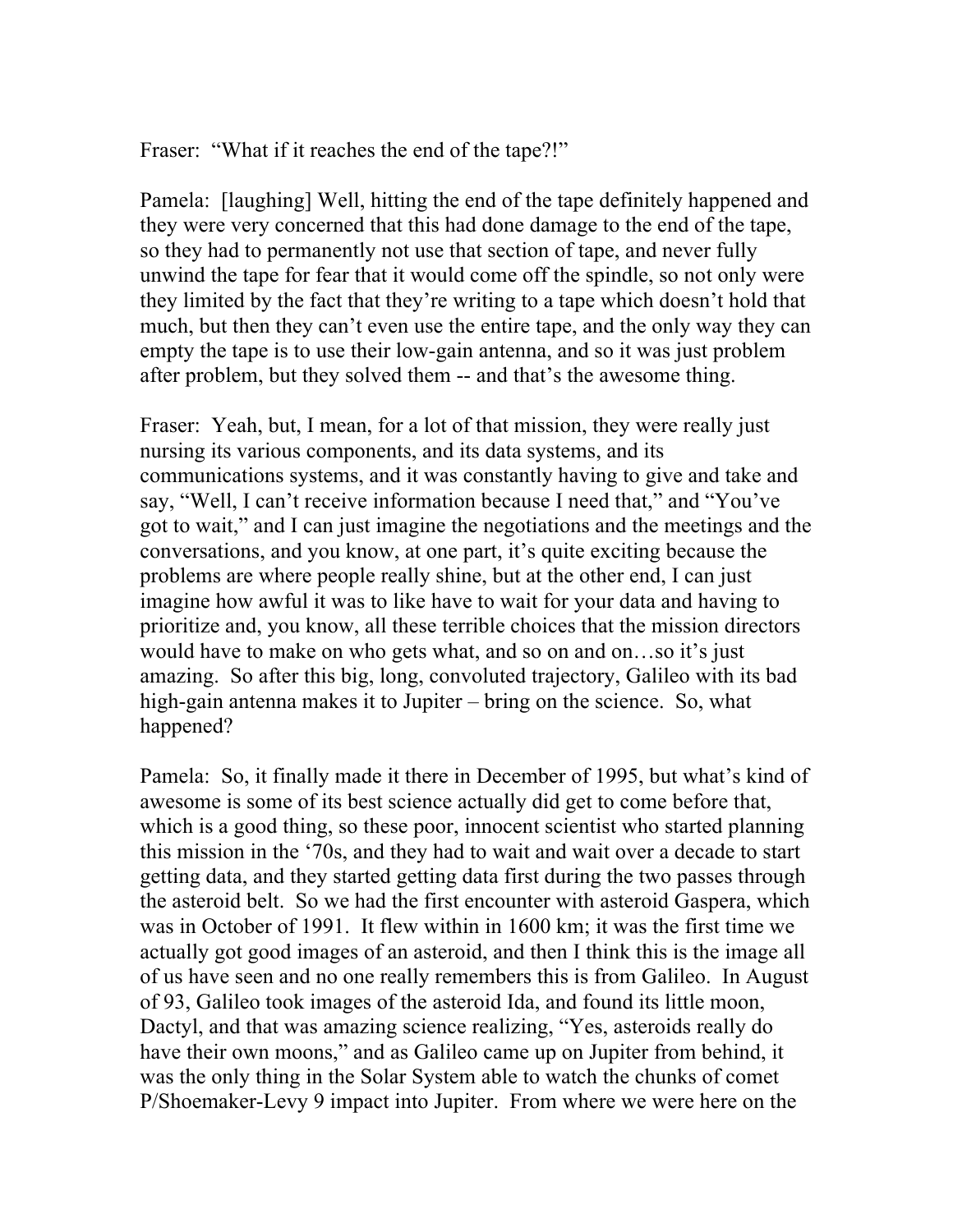Fraser: "What if it reaches the end of the tape?!"

Pamela: [laughing] Well, hitting the end of the tape definitely happened and they were very concerned that this had done damage to the end of the tape, so they had to permanently not use that section of tape, and never fully unwind the tape for fear that it would come off the spindle, so not only were they limited by the fact that they're writing to a tape which doesn't hold that much, but then they can't even use the entire tape, and the only way they can empty the tape is to use their low-gain antenna, and so it was just problem after problem, but they solved them -- and that's the awesome thing.

Fraser: Yeah, but, I mean, for a lot of that mission, they were really just nursing its various components, and its data systems, and its communications systems, and it was constantly having to give and take and say, "Well, I can't receive information because I need that," and "You've got to wait," and I can just imagine the negotiations and the meetings and the conversations, and you know, at one part, it's quite exciting because the problems are where people really shine, but at the other end, I can just imagine how awful it was to like have to wait for your data and having to prioritize and, you know, all these terrible choices that the mission directors would have to make on who gets what, and so on and on…so it's just amazing. So after this big, long, convoluted trajectory, Galileo with its bad high-gain antenna makes it to Jupiter – bring on the science. So, what happened?

Pamela: So, it finally made it there in December of 1995, but what's kind of awesome is some of its best science actually did get to come before that, which is a good thing, so these poor, innocent scientist who started planning this mission in the '70s, and they had to wait and wait over a decade to start getting data, and they started getting data first during the two passes through the asteroid belt. So we had the first encounter with asteroid Gaspera, which was in October of 1991. It flew within in 1600 km; it was the first time we actually got good images of an asteroid, and then I think this is the image all of us have seen and no one really remembers this is from Galileo. In August of 93, Galileo took images of the asteroid Ida, and found its little moon, Dactyl, and that was amazing science realizing, "Yes, asteroids really do have their own moons," and as Galileo came up on Jupiter from behind, it was the only thing in the Solar System able to watch the chunks of comet P/Shoemaker-Levy 9 impact into Jupiter. From where we were here on the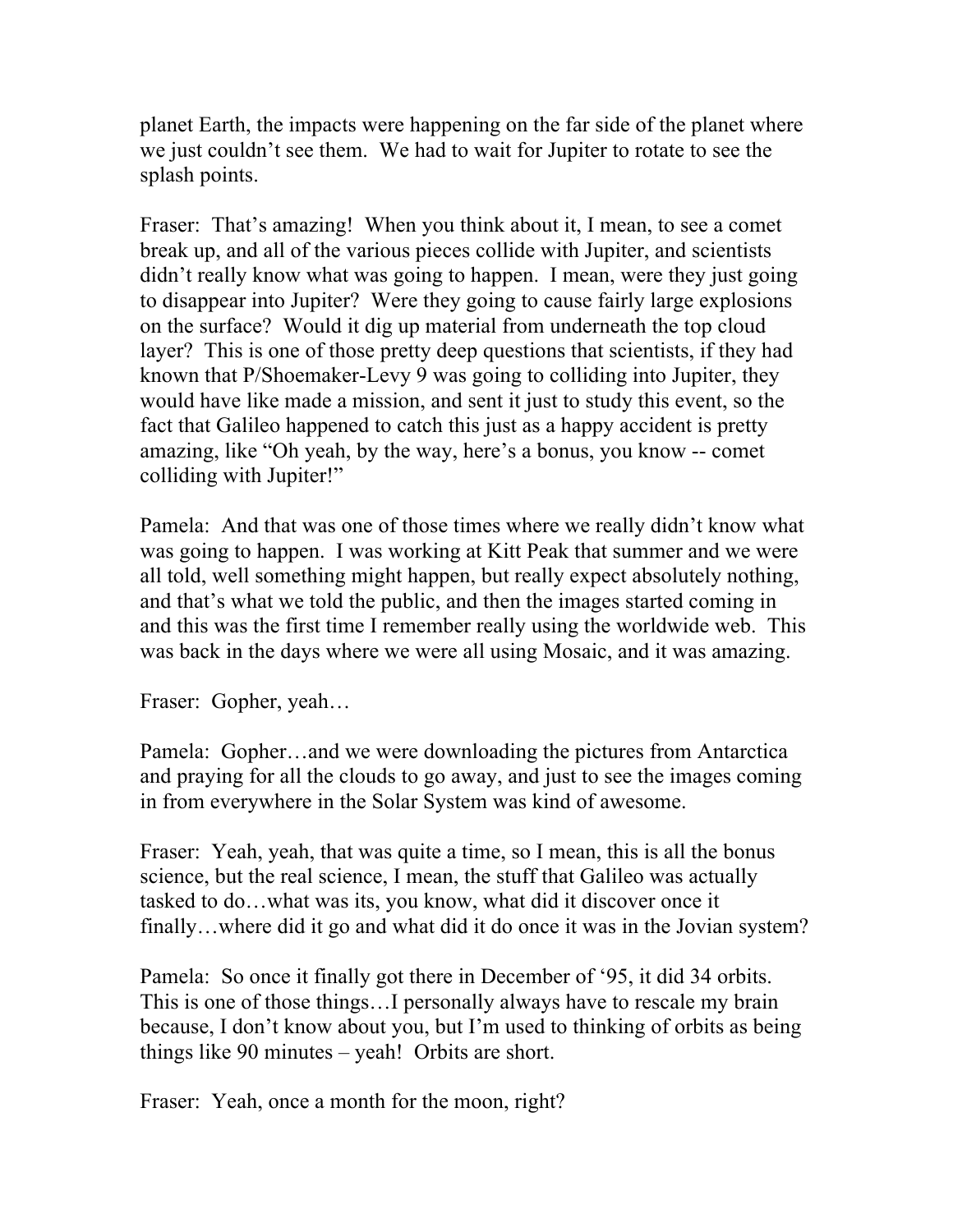planet Earth, the impacts were happening on the far side of the planet where we just couldn't see them. We had to wait for Jupiter to rotate to see the splash points.

Fraser: That's amazing! When you think about it, I mean, to see a comet break up, and all of the various pieces collide with Jupiter, and scientists didn't really know what was going to happen. I mean, were they just going to disappear into Jupiter? Were they going to cause fairly large explosions on the surface? Would it dig up material from underneath the top cloud layer? This is one of those pretty deep questions that scientists, if they had known that P/Shoemaker-Levy 9 was going to colliding into Jupiter, they would have like made a mission, and sent it just to study this event, so the fact that Galileo happened to catch this just as a happy accident is pretty amazing, like "Oh yeah, by the way, here's a bonus, you know -- comet colliding with Jupiter!"

Pamela: And that was one of those times where we really didn't know what was going to happen. I was working at Kitt Peak that summer and we were all told, well something might happen, but really expect absolutely nothing, and that's what we told the public, and then the images started coming in and this was the first time I remember really using the worldwide web. This was back in the days where we were all using Mosaic, and it was amazing.

Fraser: Gopher, yeah…

Pamela: Gopher…and we were downloading the pictures from Antarctica and praying for all the clouds to go away, and just to see the images coming in from everywhere in the Solar System was kind of awesome.

Fraser: Yeah, yeah, that was quite a time, so I mean, this is all the bonus science, but the real science, I mean, the stuff that Galileo was actually tasked to do…what was its, you know, what did it discover once it finally…where did it go and what did it do once it was in the Jovian system?

Pamela: So once it finally got there in December of '95, it did 34 orbits. This is one of those things…I personally always have to rescale my brain because, I don't know about you, but I'm used to thinking of orbits as being things like 90 minutes – yeah! Orbits are short.

Fraser: Yeah, once a month for the moon, right?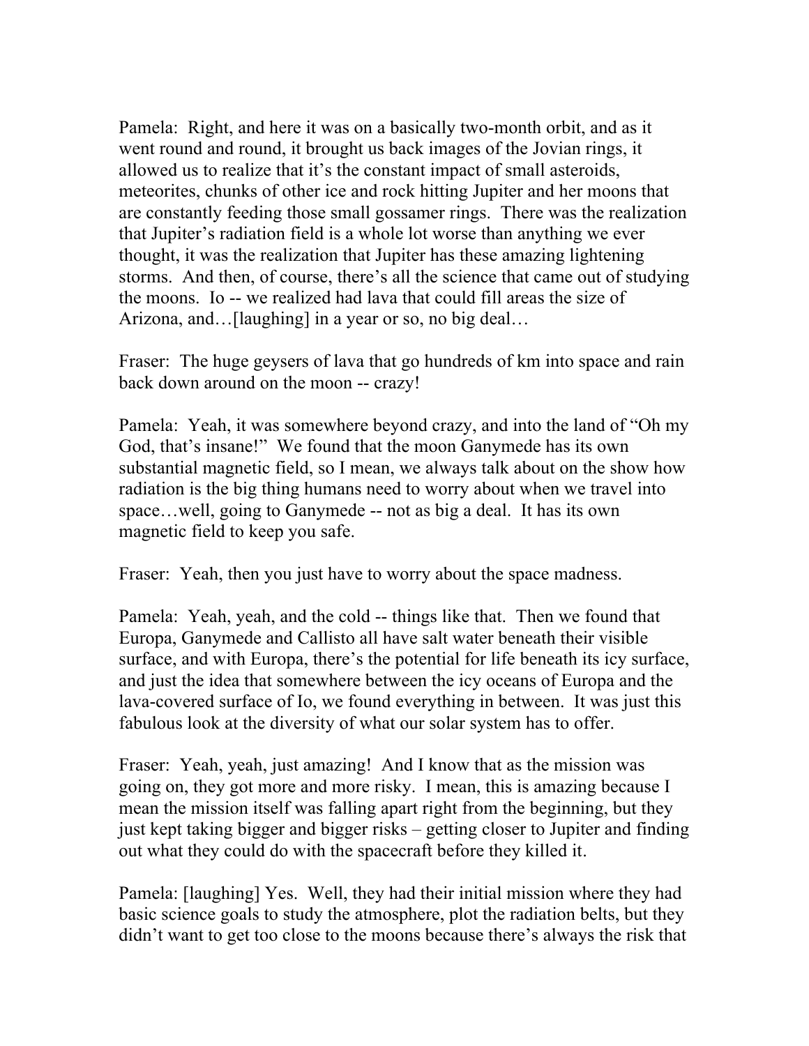Pamela: Right, and here it was on a basically two-month orbit, and as it went round and round, it brought us back images of the Jovian rings, it allowed us to realize that it's the constant impact of small asteroids, meteorites, chunks of other ice and rock hitting Jupiter and her moons that are constantly feeding those small gossamer rings. There was the realization that Jupiter's radiation field is a whole lot worse than anything we ever thought, it was the realization that Jupiter has these amazing lightening storms. And then, of course, there's all the science that came out of studying the moons. Io -- we realized had lava that could fill areas the size of Arizona, and…[laughing] in a year or so, no big deal…

Fraser: The huge geysers of lava that go hundreds of km into space and rain back down around on the moon -- crazy!

Pamela: Yeah, it was somewhere beyond crazy, and into the land of "Oh my God, that's insane!" We found that the moon Ganymede has its own substantial magnetic field, so I mean, we always talk about on the show how radiation is the big thing humans need to worry about when we travel into space…well, going to Ganymede -- not as big a deal. It has its own magnetic field to keep you safe.

Fraser: Yeah, then you just have to worry about the space madness.

Pamela: Yeah, yeah, and the cold -- things like that. Then we found that Europa, Ganymede and Callisto all have salt water beneath their visible surface, and with Europa, there's the potential for life beneath its icy surface, and just the idea that somewhere between the icy oceans of Europa and the lava-covered surface of Io, we found everything in between. It was just this fabulous look at the diversity of what our solar system has to offer.

Fraser: Yeah, yeah, just amazing! And I know that as the mission was going on, they got more and more risky. I mean, this is amazing because I mean the mission itself was falling apart right from the beginning, but they just kept taking bigger and bigger risks – getting closer to Jupiter and finding out what they could do with the spacecraft before they killed it.

Pamela: [laughing] Yes. Well, they had their initial mission where they had basic science goals to study the atmosphere, plot the radiation belts, but they didn't want to get too close to the moons because there's always the risk that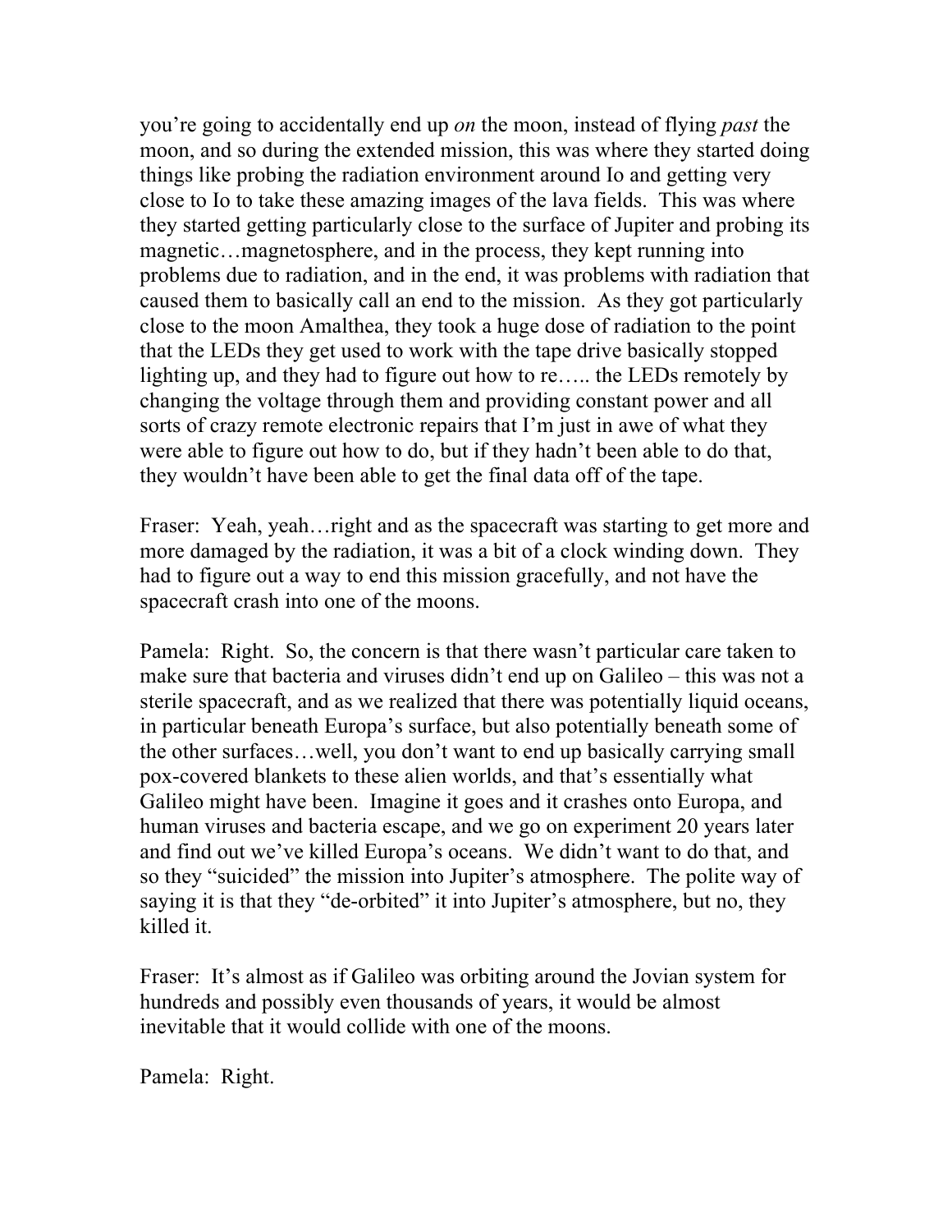you're going to accidentally end up *on* the moon, instead of flying *past* the moon, and so during the extended mission, this was where they started doing things like probing the radiation environment around Io and getting very close to Io to take these amazing images of the lava fields. This was where they started getting particularly close to the surface of Jupiter and probing its magnetic…magnetosphere, and in the process, they kept running into problems due to radiation, and in the end, it was problems with radiation that caused them to basically call an end to the mission. As they got particularly close to the moon Amalthea, they took a huge dose of radiation to the point that the LEDs they get used to work with the tape drive basically stopped lighting up, and they had to figure out how to re….. the LEDs remotely by changing the voltage through them and providing constant power and all sorts of crazy remote electronic repairs that I'm just in awe of what they were able to figure out how to do, but if they hadn't been able to do that, they wouldn't have been able to get the final data off of the tape.

Fraser: Yeah, yeah…right and as the spacecraft was starting to get more and more damaged by the radiation, it was a bit of a clock winding down. They had to figure out a way to end this mission gracefully, and not have the spacecraft crash into one of the moons.

Pamela: Right. So, the concern is that there wasn't particular care taken to make sure that bacteria and viruses didn't end up on Galileo – this was not a sterile spacecraft, and as we realized that there was potentially liquid oceans, in particular beneath Europa's surface, but also potentially beneath some of the other surfaces…well, you don't want to end up basically carrying small pox-covered blankets to these alien worlds, and that's essentially what Galileo might have been. Imagine it goes and it crashes onto Europa, and human viruses and bacteria escape, and we go on experiment 20 years later and find out we've killed Europa's oceans. We didn't want to do that, and so they "suicided" the mission into Jupiter's atmosphere. The polite way of saying it is that they "de-orbited" it into Jupiter's atmosphere, but no, they killed it.

Fraser: It's almost as if Galileo was orbiting around the Jovian system for hundreds and possibly even thousands of years, it would be almost inevitable that it would collide with one of the moons.

Pamela: Right.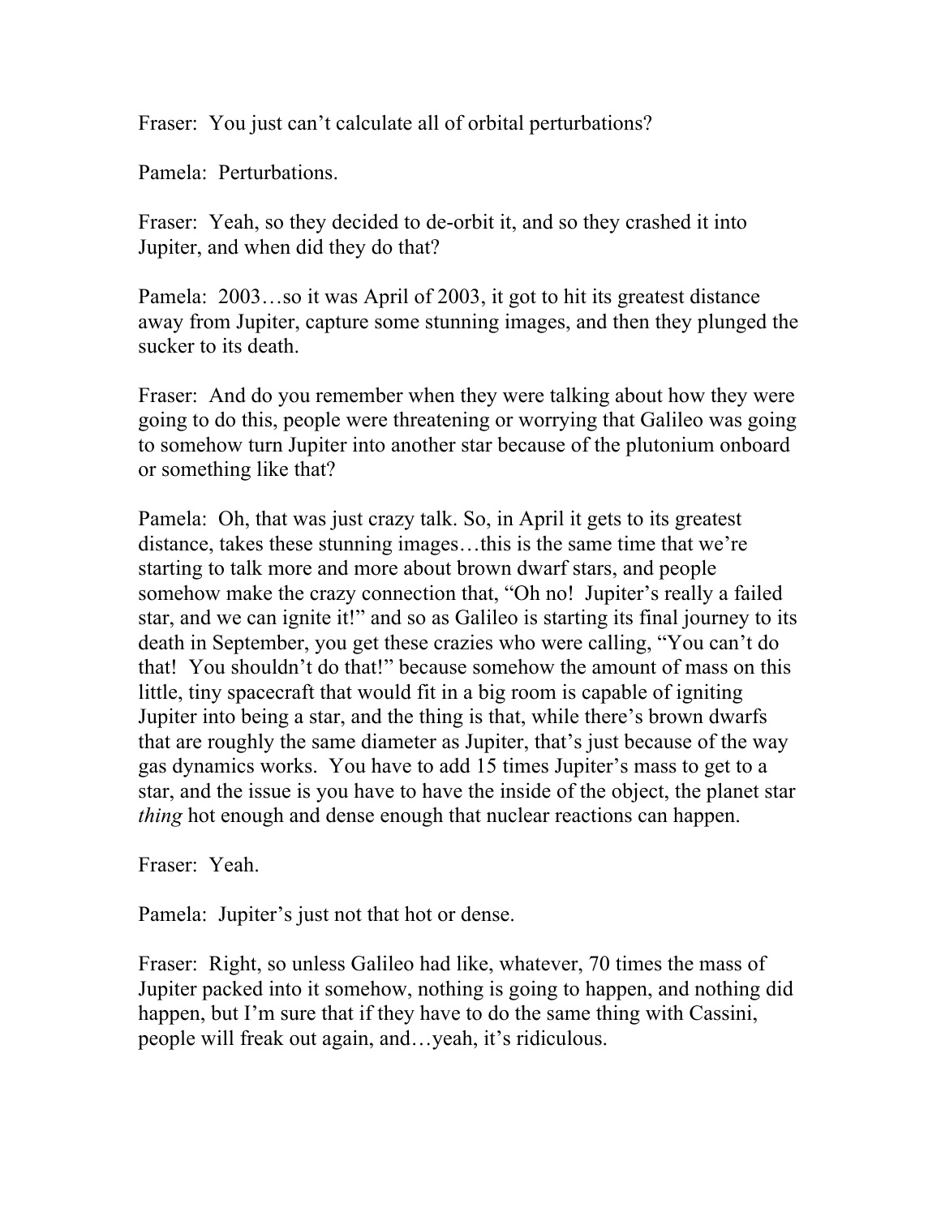Fraser: You just can't calculate all of orbital perturbations?

Pamela: Perturbations.

Fraser: Yeah, so they decided to de-orbit it, and so they crashed it into Jupiter, and when did they do that?

Pamela: 2003…so it was April of 2003, it got to hit its greatest distance away from Jupiter, capture some stunning images, and then they plunged the sucker to its death.

Fraser: And do you remember when they were talking about how they were going to do this, people were threatening or worrying that Galileo was going to somehow turn Jupiter into another star because of the plutonium onboard or something like that?

Pamela: Oh, that was just crazy talk. So, in April it gets to its greatest distance, takes these stunning images…this is the same time that we're starting to talk more and more about brown dwarf stars, and people somehow make the crazy connection that, "Oh no! Jupiter's really a failed star, and we can ignite it!" and so as Galileo is starting its final journey to its death in September, you get these crazies who were calling, "You can't do that! You shouldn't do that!" because somehow the amount of mass on this little, tiny spacecraft that would fit in a big room is capable of igniting Jupiter into being a star, and the thing is that, while there's brown dwarfs that are roughly the same diameter as Jupiter, that's just because of the way gas dynamics works. You have to add 15 times Jupiter's mass to get to a star, and the issue is you have to have the inside of the object, the planet star *thing* hot enough and dense enough that nuclear reactions can happen.

Fraser: Yeah.

Pamela: Jupiter's just not that hot or dense.

Fraser: Right, so unless Galileo had like, whatever, 70 times the mass of Jupiter packed into it somehow, nothing is going to happen, and nothing did happen, but I'm sure that if they have to do the same thing with Cassini, people will freak out again, and…yeah, it's ridiculous.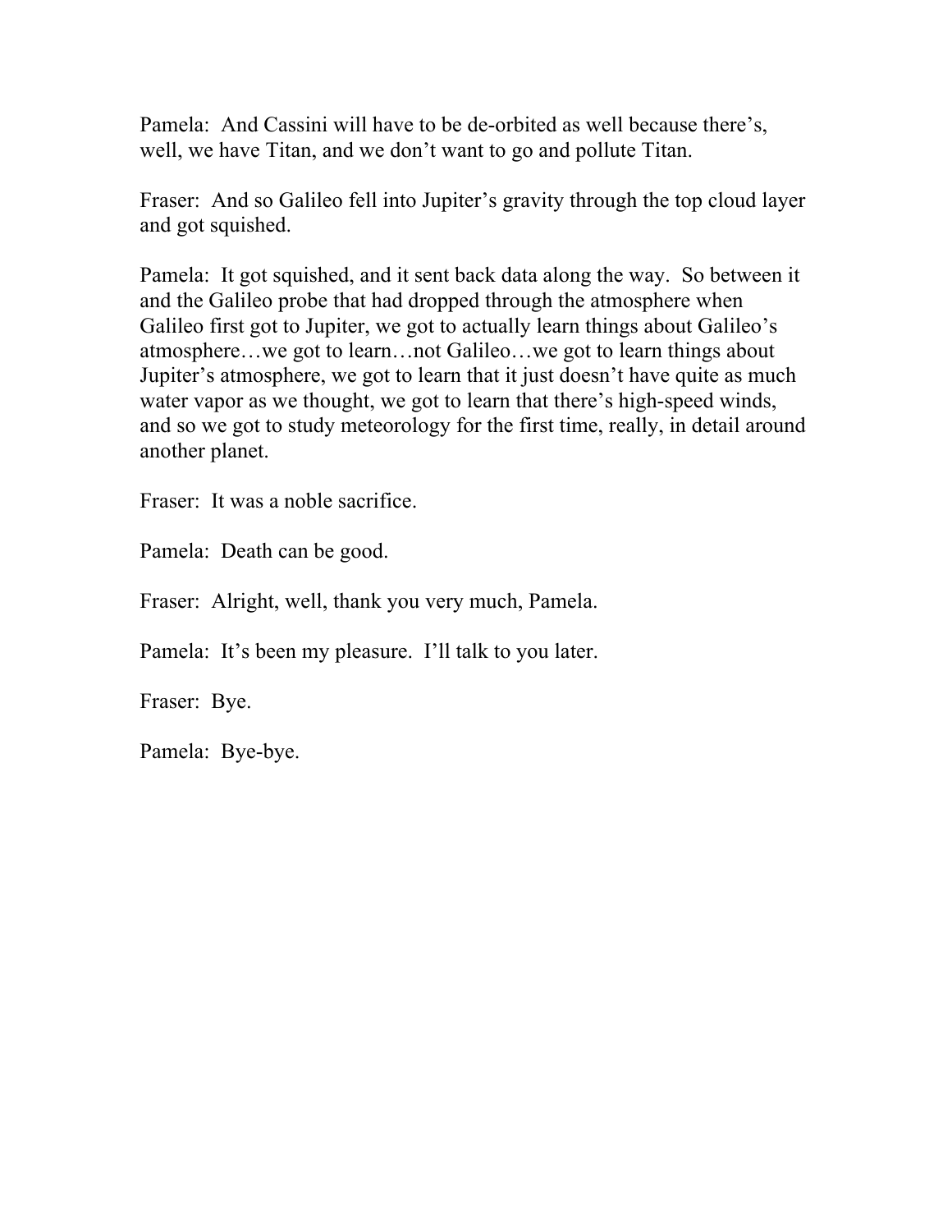Pamela: And Cassini will have to be de-orbited as well because there's, well, we have Titan, and we don't want to go and pollute Titan.

Fraser: And so Galileo fell into Jupiter's gravity through the top cloud layer and got squished.

Pamela: It got squished, and it sent back data along the way. So between it and the Galileo probe that had dropped through the atmosphere when Galileo first got to Jupiter, we got to actually learn things about Galileo's atmosphere…we got to learn…not Galileo…we got to learn things about Jupiter's atmosphere, we got to learn that it just doesn't have quite as much water vapor as we thought, we got to learn that there's high-speed winds, and so we got to study meteorology for the first time, really, in detail around another planet.

Fraser: It was a noble sacrifice.

Pamela: Death can be good.

Fraser: Alright, well, thank you very much, Pamela.

Pamela: It's been my pleasure. I'll talk to you later.

Fraser: Bye.

Pamela: Bye-bye.